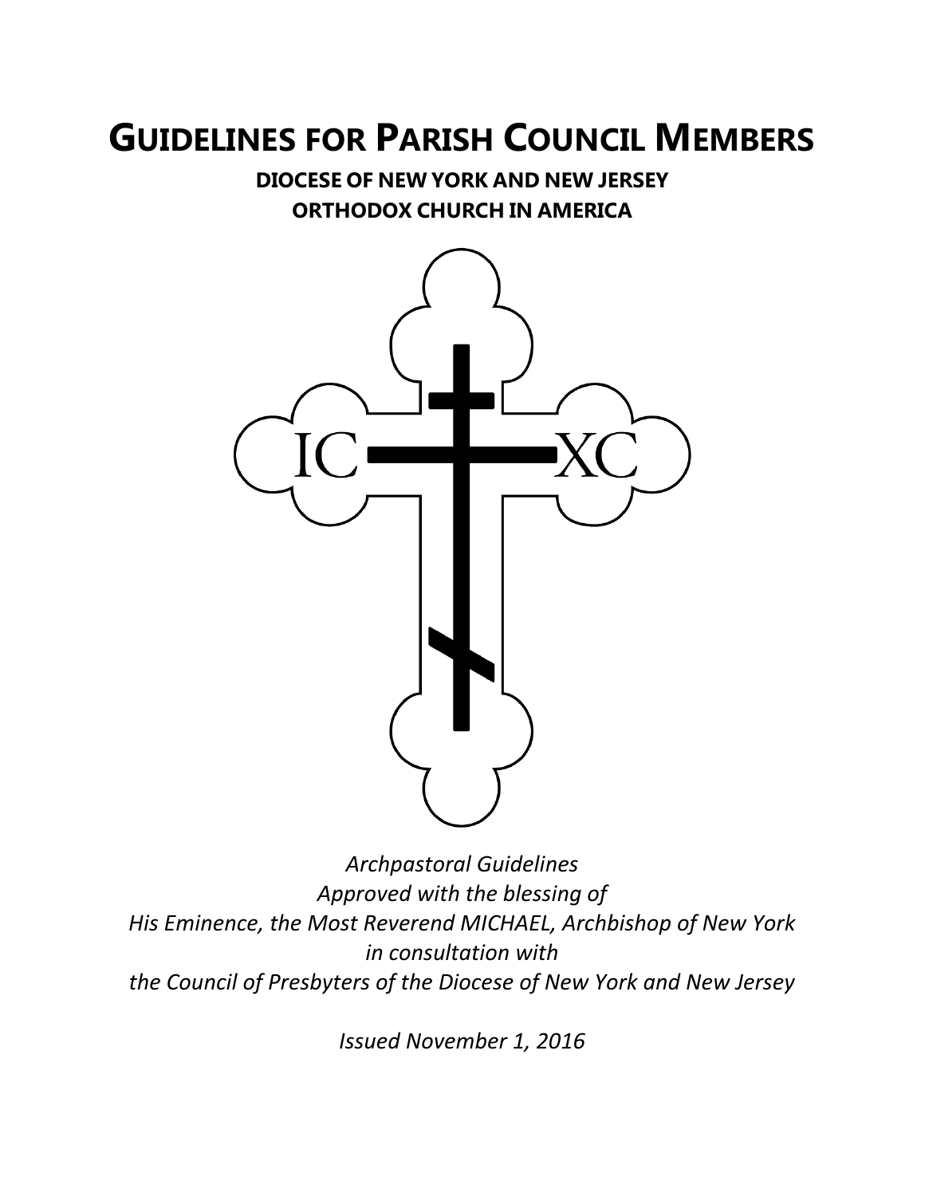# GUIDELINES FOR PARISH COUNCIL MEMBERS

**DIOCESE OF NEW YORK AND NEW JERSEY**
**ORTHODOX CHURCH IN AMERICA**

IC XC

*Archpastoral Guidelines*
*Approved with the blessing of*
*His Eminence, the Most Reverend MICHAEL, Archbishop of New York*
*in consultation with*
*the Council of Presbyters of the Diocese of New York and New Jersey*

*Issued November 1, 2016*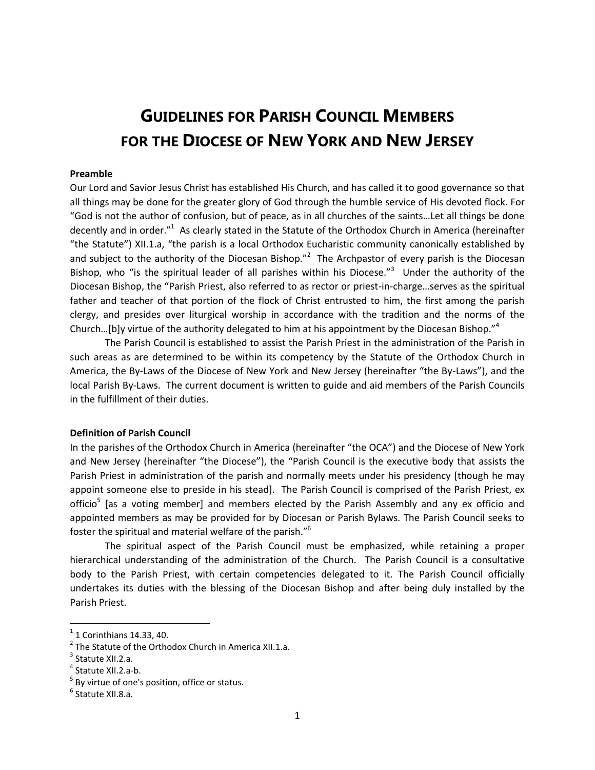# Guidelines for Parish Council Members for the Diocese of New York and New Jersey

**Preamble**

Our Lord and Savior Jesus Christ has established His Church, and has called it to good governance so that all things may be done for the greater glory of God through the humble service of His devoted flock. For "God is not the author of confusion, but of peace, as in all churches of the saints…Let all things be done decently and in order."[1] As clearly stated in the Statute of the Orthodox Church in America (hereinafter "the Statute") XII.1.a, "the parish is a local Orthodox Eucharistic community canonically established by and subject to the authority of the Diocesan Bishop."[2] The Archpastor of every parish is the Diocesan Bishop, who "is the spiritual leader of all parishes within his Diocese."[3] Under the authority of the Diocesan Bishop, the "Parish Priest, also referred to as rector or priest-in-charge…serves as the spiritual father and teacher of that portion of the flock of Christ entrusted to him, the first among the parish clergy, and presides over liturgical worship in accordance with the tradition and the norms of the Church…[b]y virtue of the authority delegated to him at his appointment by the Diocesan Bishop."[4]

The Parish Council is established to assist the Parish Priest in the administration of the Parish in such areas as are determined to be within its competency by the Statute of the Orthodox Church in America, the By-Laws of the Diocese of New York and New Jersey (hereinafter "the By-Laws"), and the local Parish By-Laws. The current document is written to guide and aid members of the Parish Councils in the fulfillment of their duties.

**Definition of Parish Council**

In the parishes of the Orthodox Church in America (hereinafter "the OCA") and the Diocese of New York and New Jersey (hereinafter "the Diocese"), the "Parish Council is the executive body that assists the Parish Priest in administration of the parish and normally meets under his presidency [though he may appoint someone else to preside in his stead]. The Parish Council is comprised of the Parish Priest, ex officio[5] [as a voting member] and members elected by the Parish Assembly and any ex officio and appointed members as may be provided for by Diocesan or Parish Bylaws. The Parish Council seeks to foster the spiritual and material welfare of the parish."[6]

The spiritual aspect of the Parish Council must be emphasized, while retaining a proper hierarchical understanding of the administration of the Church. The Parish Council is a consultative body to the Parish Priest, with certain competencies delegated to it. The Parish Council officially undertakes its duties with the blessing of the Diocesan Bishop and after being duly installed by the Parish Priest.

---

[1] 1 Corinthians 14.33, 40.
[2] The Statute of the Orthodox Church in America XII.1.a.
[3] Statute XII.2.a.
[4] Statute XII.2.a-b.
[5] By virtue of one's position, office or status.
[6] Statute XII.8.a.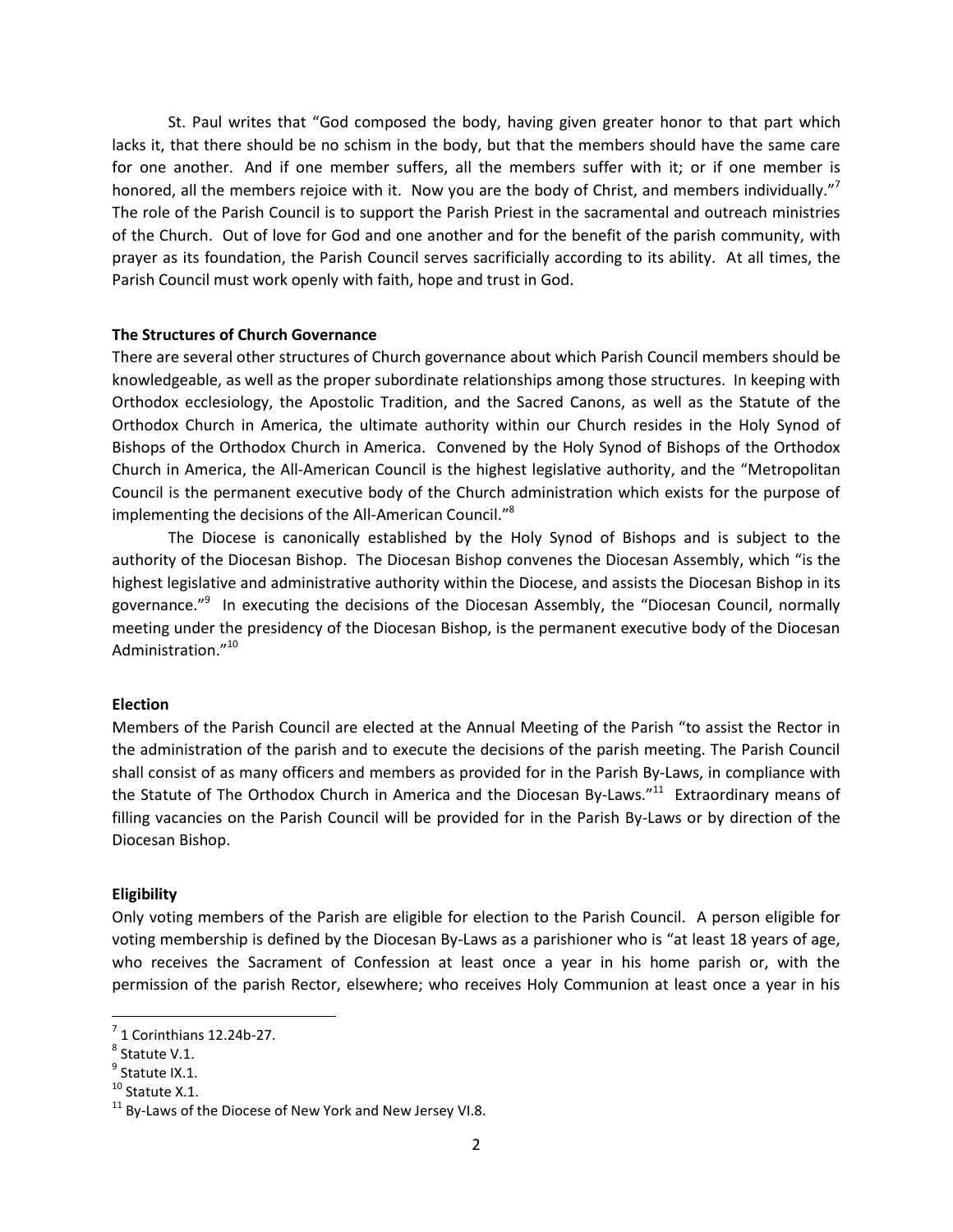St. Paul writes that "God composed the body, having given greater honor to that part which lacks it, that there should be no schism in the body, but that the members should have the same care for one another. And if one member suffers, all the members suffer with it; or if one member is honored, all the members rejoice with it. Now you are the body of Christ, and members individually."[7] The role of the Parish Council is to support the Parish Priest in the sacramental and outreach ministries of the Church. Out of love for God and one another and for the benefit of the parish community, with prayer as its foundation, the Parish Council serves sacrificially according to its ability. At all times, the Parish Council must work openly with faith, hope and trust in God.

**The Structures of Church Governance**

There are several other structures of Church governance about which Parish Council members should be knowledgeable, as well as the proper subordinate relationships among those structures. In keeping with Orthodox ecclesiology, the Apostolic Tradition, and the Sacred Canons, as well as the Statute of the Orthodox Church in America, the ultimate authority within our Church resides in the Holy Synod of Bishops of the Orthodox Church in America. Convened by the Holy Synod of Bishops of the Orthodox Church in America, the All-American Council is the highest legislative authority, and the "Metropolitan Council is the permanent executive body of the Church administration which exists for the purpose of implementing the decisions of the All-American Council."[8]

The Diocese is canonically established by the Holy Synod of Bishops and is subject to the authority of the Diocesan Bishop. The Diocesan Bishop convenes the Diocesan Assembly, which "is the highest legislative and administrative authority within the Diocese, and assists the Diocesan Bishop in its governance."[9] In executing the decisions of the Diocesan Assembly, the "Diocesan Council, normally meeting under the presidency of the Diocesan Bishop, is the permanent executive body of the Diocesan Administration."[10]

**Election**

Members of the Parish Council are elected at the Annual Meeting of the Parish "to assist the Rector in the administration of the parish and to execute the decisions of the parish meeting. The Parish Council shall consist of as many officers and members as provided for in the Parish By-Laws, in compliance with the Statute of The Orthodox Church in America and the Diocesan By-Laws."[11] Extraordinary means of filling vacancies on the Parish Council will be provided for in the Parish By-Laws or by direction of the Diocesan Bishop.

**Eligibility**

Only voting members of the Parish are eligible for election to the Parish Council. A person eligible for voting membership is defined by the Diocesan By-Laws as a parishioner who is "at least 18 years of age, who receives the Sacrament of Confession at least once a year in his home parish or, with the permission of the parish Rector, elsewhere; who receives Holy Communion at least once a year in his

---

[7] 1 Corinthians 12.24b-27.

[8] Statute V.1.

[9] Statute IX.1.

[10] Statute X.1.

[11] By-Laws of the Diocese of New York and New Jersey VI.8.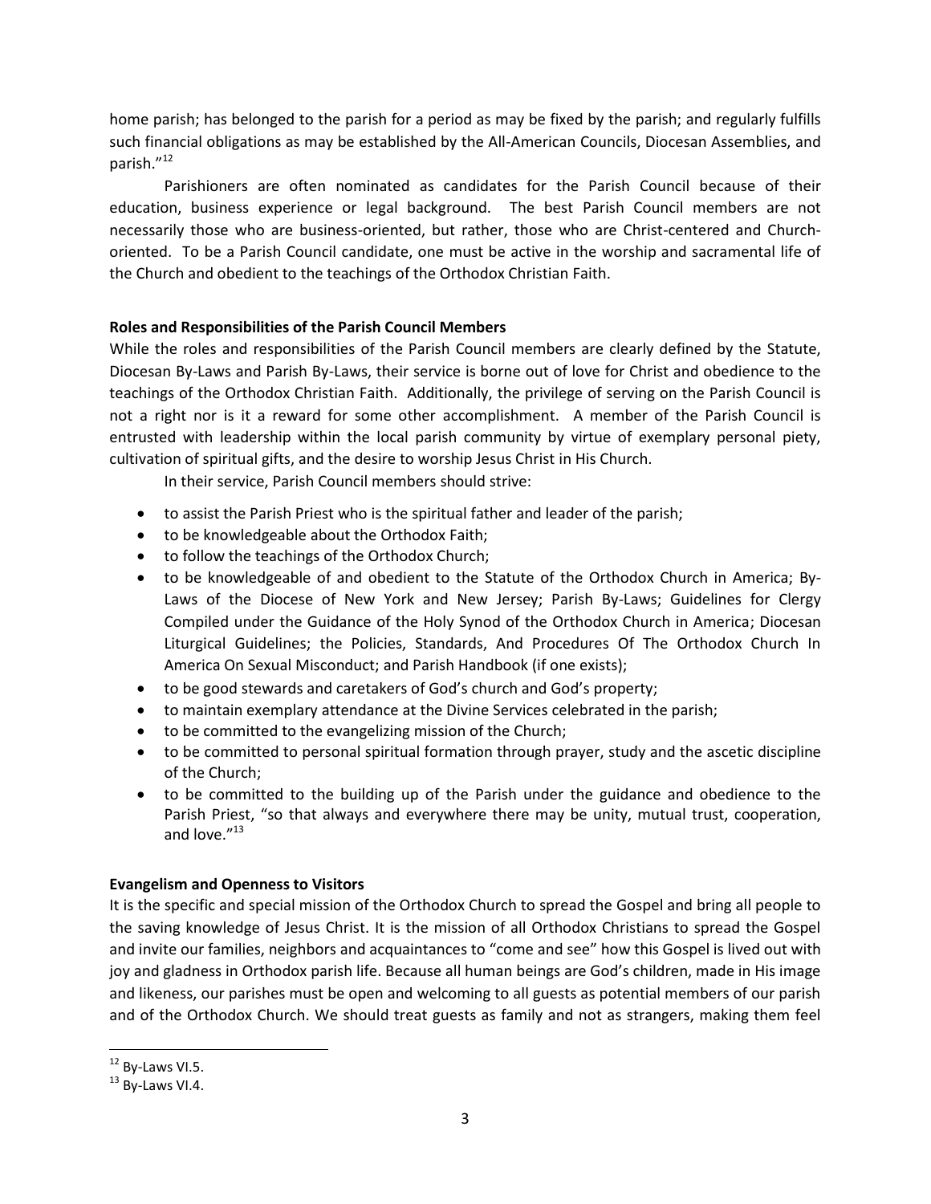home parish; has belonged to the parish for a period as may be fixed by the parish; and regularly fulfills such financial obligations as may be established by the All-American Councils, Diocesan Assemblies, and parish."[12]

Parishioners are often nominated as candidates for the Parish Council because of their education, business experience or legal background. The best Parish Council members are not necessarily those who are business-oriented, but rather, those who are Christ-centered and Church-oriented. To be a Parish Council candidate, one must be active in the worship and sacramental life of the Church and obedient to the teachings of the Orthodox Christian Faith.

**Roles and Responsibilities of the Parish Council Members**

While the roles and responsibilities of the Parish Council members are clearly defined by the Statute, Diocesan By-Laws and Parish By-Laws, their service is borne out of love for Christ and obedience to the teachings of the Orthodox Christian Faith. Additionally, the privilege of serving on the Parish Council is not a right nor is it a reward for some other accomplishment. A member of the Parish Council is entrusted with leadership within the local parish community by virtue of exemplary personal piety, cultivation of spiritual gifts, and the desire to worship Jesus Christ in His Church.

In their service, Parish Council members should strive:

- to assist the Parish Priest who is the spiritual father and leader of the parish;
- to be knowledgeable about the Orthodox Faith;
- to follow the teachings of the Orthodox Church;
- to be knowledgeable of and obedient to the Statute of the Orthodox Church in America; By-Laws of the Diocese of New York and New Jersey; Parish By-Laws; Guidelines for Clergy Compiled under the Guidance of the Holy Synod of the Orthodox Church in America; Diocesan Liturgical Guidelines; the Policies, Standards, And Procedures Of The Orthodox Church In America On Sexual Misconduct; and Parish Handbook (if one exists);
- to be good stewards and caretakers of God's church and God's property;
- to maintain exemplary attendance at the Divine Services celebrated in the parish;
- to be committed to the evangelizing mission of the Church;
- to be committed to personal spiritual formation through prayer, study and the ascetic discipline of the Church;
- to be committed to the building up of the Parish under the guidance and obedience to the Parish Priest, "so that always and everywhere there may be unity, mutual trust, cooperation, and love."[13]

**Evangelism and Openness to Visitors**

It is the specific and special mission of the Orthodox Church to spread the Gospel and bring all people to the saving knowledge of Jesus Christ. It is the mission of all Orthodox Christians to spread the Gospel and invite our families, neighbors and acquaintances to "come and see" how this Gospel is lived out with joy and gladness in Orthodox parish life. Because all human beings are God's children, made in His image and likeness, our parishes must be open and welcoming to all guests as potential members of our parish and of the Orthodox Church. We should treat guests as family and not as strangers, making them feel

[12] By-Laws VI.5.
[13] By-Laws VI.4.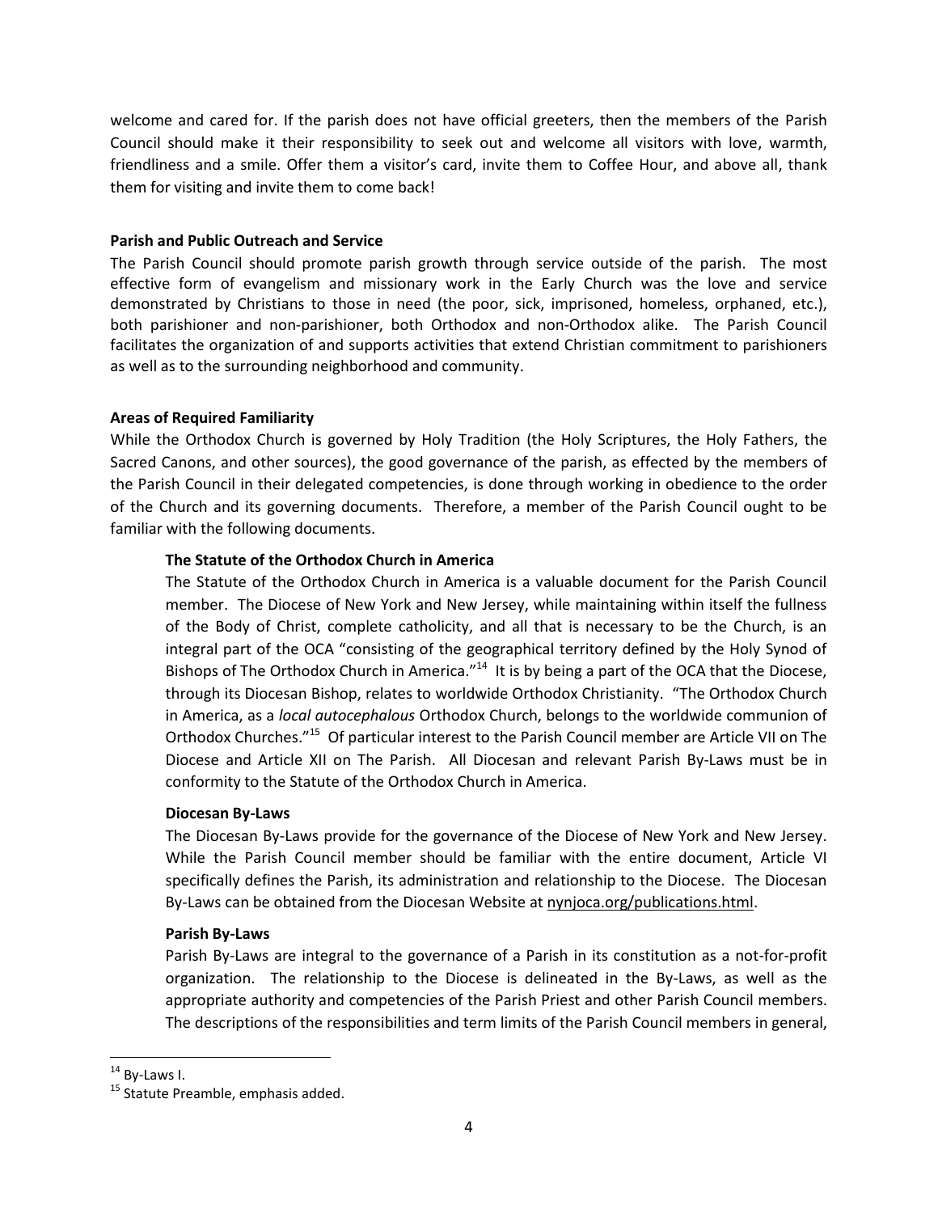welcome and cared for. If the parish does not have official greeters, then the members of the Parish Council should make it their responsibility to seek out and welcome all visitors with love, warmth, friendliness and a smile. Offer them a visitor's card, invite them to Coffee Hour, and above all, thank them for visiting and invite them to come back!

**Parish and Public Outreach and Service**

The Parish Council should promote parish growth through service outside of the parish. The most effective form of evangelism and missionary work in the Early Church was the love and service demonstrated by Christians to those in need (the poor, sick, imprisoned, homeless, orphaned, etc.), both parishioner and non-parishioner, both Orthodox and non-Orthodox alike. The Parish Council facilitates the organization of and supports activities that extend Christian commitment to parishioners as well as to the surrounding neighborhood and community.

**Areas of Required Familiarity**

While the Orthodox Church is governed by Holy Tradition (the Holy Scriptures, the Holy Fathers, the Sacred Canons, and other sources), the good governance of the parish, as effected by the members of the Parish Council in their delegated competencies, is done through working in obedience to the order of the Church and its governing documents. Therefore, a member of the Parish Council ought to be familiar with the following documents.

**The Statute of the Orthodox Church in America**

The Statute of the Orthodox Church in America is a valuable document for the Parish Council member. The Diocese of New York and New Jersey, while maintaining within itself the fullness of the Body of Christ, complete catholicity, and all that is necessary to be the Church, is an integral part of the OCA "consisting of the geographical territory defined by the Holy Synod of Bishops of The Orthodox Church in America."[14] It is by being a part of the OCA that the Diocese, through its Diocesan Bishop, relates to worldwide Orthodox Christianity. "The Orthodox Church in America, as a *local autocephalous* Orthodox Church, belongs to the worldwide communion of Orthodox Churches."[15] Of particular interest to the Parish Council member are Article VII on The Diocese and Article XII on The Parish. All Diocesan and relevant Parish By-Laws must be in conformity to the Statute of the Orthodox Church in America.

**Diocesan By-Laws**

The Diocesan By-Laws provide for the governance of the Diocese of New York and New Jersey. While the Parish Council member should be familiar with the entire document, Article VI specifically defines the Parish, its administration and relationship to the Diocese. The Diocesan By-Laws can be obtained from the Diocesan Website at nynjoca.org/publications.html.

**Parish By-Laws**

Parish By-Laws are integral to the governance of a Parish in its constitution as a not-for-profit organization. The relationship to the Diocese is delineated in the By-Laws, as well as the appropriate authority and competencies of the Parish Priest and other Parish Council members. The descriptions of the responsibilities and term limits of the Parish Council members in general,

---

[14] By-Laws I.

[15] Statute Preamble, emphasis added.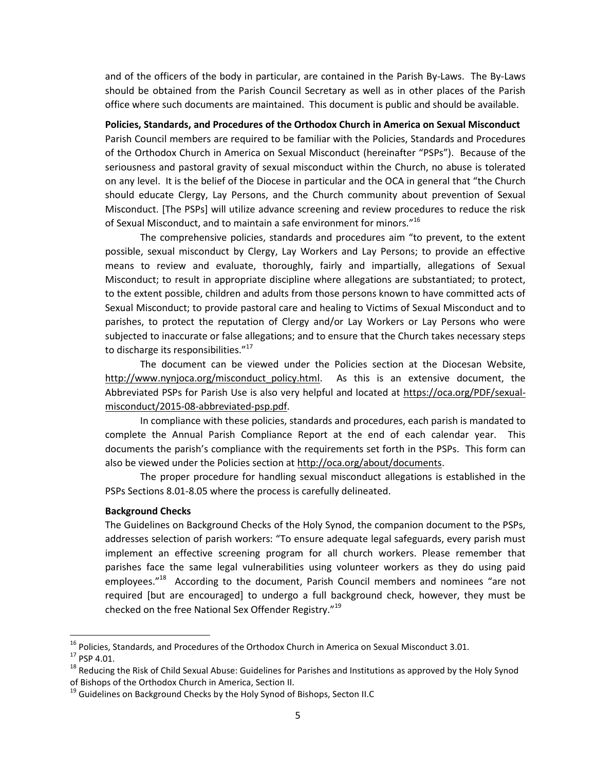and of the officers of the body in particular, are contained in the Parish By-Laws. The By-Laws should be obtained from the Parish Council Secretary as well as in other places of the Parish office where such documents are maintained. This document is public and should be available.

**Policies, Standards, and Procedures of the Orthodox Church in America on Sexual Misconduct**

Parish Council members are required to be familiar with the Policies, Standards and Procedures of the Orthodox Church in America on Sexual Misconduct (hereinafter "PSPs"). Because of the seriousness and pastoral gravity of sexual misconduct within the Church, no abuse is tolerated on any level. It is the belief of the Diocese in particular and the OCA in general that "the Church should educate Clergy, Lay Persons, and the Church community about prevention of Sexual Misconduct. [The PSPs] will utilize advance screening and review procedures to reduce the risk of Sexual Misconduct, and to maintain a safe environment for minors."[16]

The comprehensive policies, standards and procedures aim "to prevent, to the extent possible, sexual misconduct by Clergy, Lay Workers and Lay Persons; to provide an effective means to review and evaluate, thoroughly, fairly and impartially, allegations of Sexual Misconduct; to result in appropriate discipline where allegations are substantiated; to protect, to the extent possible, children and adults from those persons known to have committed acts of Sexual Misconduct; to provide pastoral care and healing to Victims of Sexual Misconduct and to parishes, to protect the reputation of Clergy and/or Lay Workers or Lay Persons who were subjected to inaccurate or false allegations; and to ensure that the Church takes necessary steps to discharge its responsibilities."[17]

The document can be viewed under the Policies section at the Diocesan Website, http://www.nynjoca.org/misconduct_policy.html. As this is an extensive document, the Abbreviated PSPs for Parish Use is also very helpful and located at https://oca.org/PDF/sexual-misconduct/2015-08-abbreviated-psp.pdf.

In compliance with these policies, standards and procedures, each parish is mandated to complete the Annual Parish Compliance Report at the end of each calendar year. This documents the parish's compliance with the requirements set forth in the PSPs. This form can also be viewed under the Policies section at http://oca.org/about/documents.

The proper procedure for handling sexual misconduct allegations is established in the PSPs Sections 8.01-8.05 where the process is carefully delineated.

**Background Checks**

The Guidelines on Background Checks of the Holy Synod, the companion document to the PSPs, addresses selection of parish workers: "To ensure adequate legal safeguards, every parish must implement an effective screening program for all church workers. Please remember that parishes face the same legal vulnerabilities using volunteer workers as they do using paid employees."[18] According to the document, Parish Council members and nominees "are not required [but are encouraged] to undergo a full background check, however, they must be checked on the free National Sex Offender Registry."[19]

---

[16] Policies, Standards, and Procedures of the Orthodox Church in America on Sexual Misconduct 3.01.

[17] PSP 4.01.

[18] Reducing the Risk of Child Sexual Abuse: Guidelines for Parishes and Institutions as approved by the Holy Synod of Bishops of the Orthodox Church in America, Section II.

[19] Guidelines on Background Checks by the Holy Synod of Bishops, Secton II.C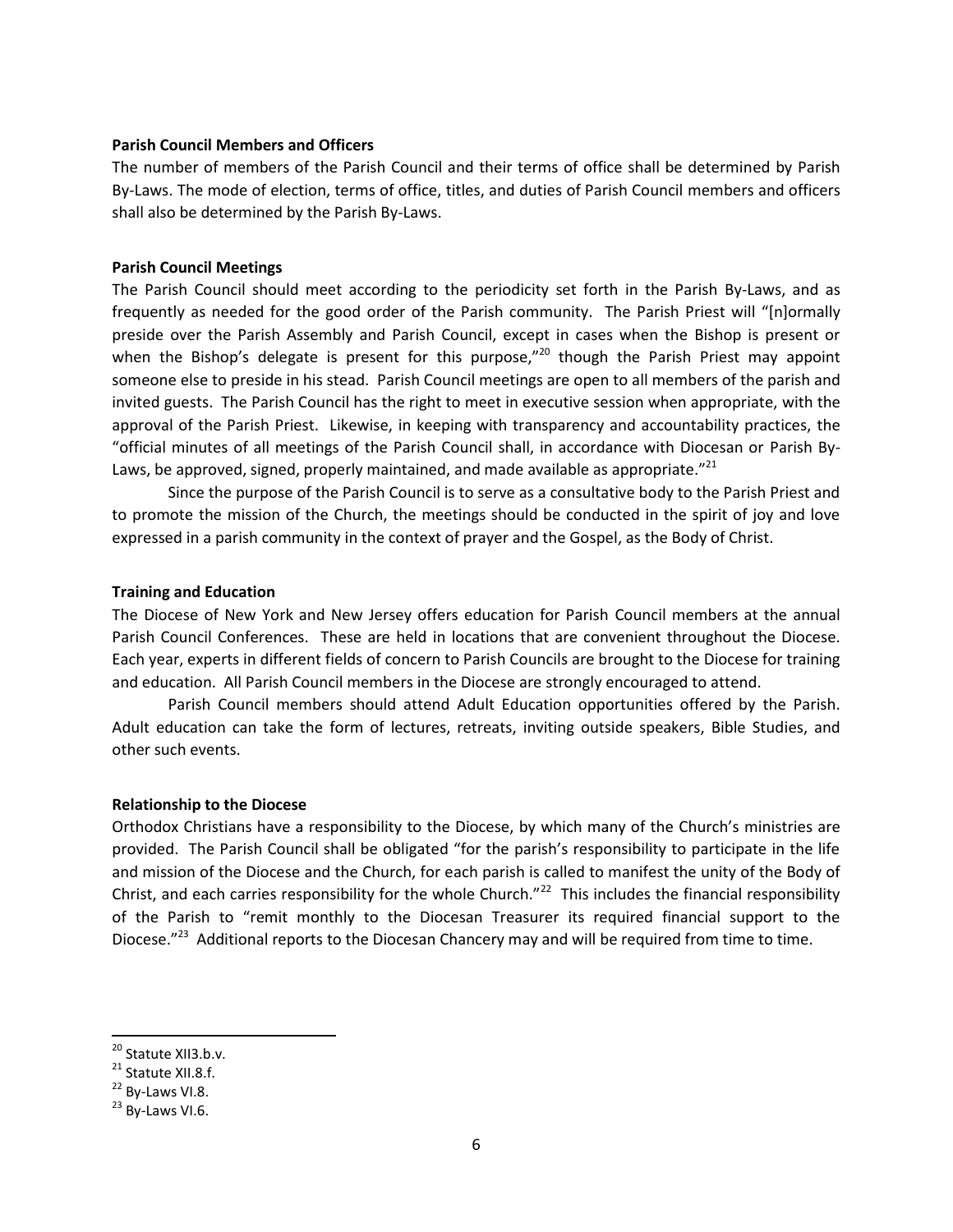**Parish Council Members and Officers**

The number of members of the Parish Council and their terms of office shall be determined by Parish By-Laws. The mode of election, terms of office, titles, and duties of Parish Council members and officers shall also be determined by the Parish By-Laws.

**Parish Council Meetings**

The Parish Council should meet according to the periodicity set forth in the Parish By-Laws, and as frequently as needed for the good order of the Parish community. The Parish Priest will "[n]ormally preside over the Parish Assembly and Parish Council, except in cases when the Bishop is present or when the Bishop's delegate is present for this purpose,"[20] though the Parish Priest may appoint someone else to preside in his stead. Parish Council meetings are open to all members of the parish and invited guests. The Parish Council has the right to meet in executive session when appropriate, with the approval of the Parish Priest. Likewise, in keeping with transparency and accountability practices, the "official minutes of all meetings of the Parish Council shall, in accordance with Diocesan or Parish By-Laws, be approved, signed, properly maintained, and made available as appropriate."[21]

Since the purpose of the Parish Council is to serve as a consultative body to the Parish Priest and to promote the mission of the Church, the meetings should be conducted in the spirit of joy and love expressed in a parish community in the context of prayer and the Gospel, as the Body of Christ.

**Training and Education**

The Diocese of New York and New Jersey offers education for Parish Council members at the annual Parish Council Conferences. These are held in locations that are convenient throughout the Diocese. Each year, experts in different fields of concern to Parish Councils are brought to the Diocese for training and education. All Parish Council members in the Diocese are strongly encouraged to attend.

Parish Council members should attend Adult Education opportunities offered by the Parish. Adult education can take the form of lectures, retreats, inviting outside speakers, Bible Studies, and other such events.

**Relationship to the Diocese**

Orthodox Christians have a responsibility to the Diocese, by which many of the Church's ministries are provided. The Parish Council shall be obligated "for the parish's responsibility to participate in the life and mission of the Diocese and the Church, for each parish is called to manifest the unity of the Body of Christ, and each carries responsibility for the whole Church."[22] This includes the financial responsibility of the Parish to "remit monthly to the Diocesan Treasurer its required financial support to the Diocese."[23] Additional reports to the Diocesan Chancery may and will be required from time to time.

---

[20] Statute XII3.b.v.

[21] Statute XII.8.f.

[22] By-Laws VI.8.

[23] By-Laws VI.6.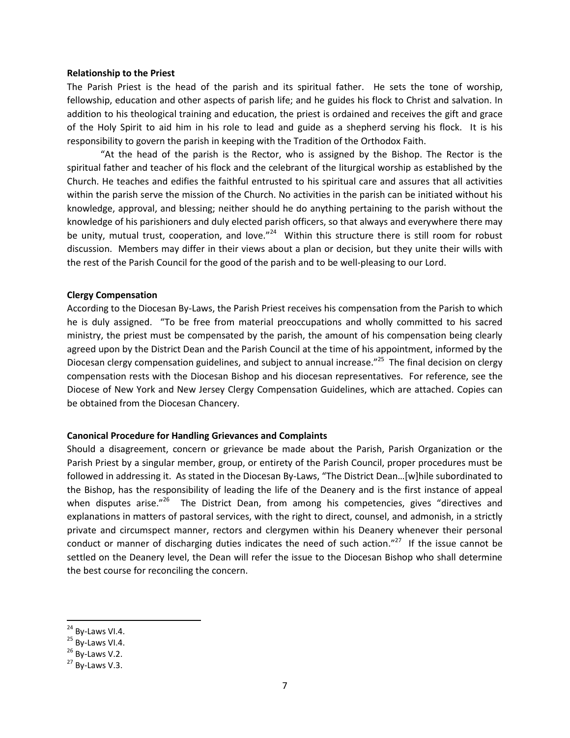**Relationship to the Priest**

The Parish Priest is the head of the parish and its spiritual father. He sets the tone of worship, fellowship, education and other aspects of parish life; and he guides his flock to Christ and salvation. In addition to his theological training and education, the priest is ordained and receives the gift and grace of the Holy Spirit to aid him in his role to lead and guide as a shepherd serving his flock. It is his responsibility to govern the parish in keeping with the Tradition of the Orthodox Faith.

"At the head of the parish is the Rector, who is assigned by the Bishop. The Rector is the spiritual father and teacher of his flock and the celebrant of the liturgical worship as established by the Church. He teaches and edifies the faithful entrusted to his spiritual care and assures that all activities within the parish serve the mission of the Church. No activities in the parish can be initiated without his knowledge, approval, and blessing; neither should he do anything pertaining to the parish without the knowledge of his parishioners and duly elected parish officers, so that always and everywhere there may be unity, mutual trust, cooperation, and love."[24] Within this structure there is still room for robust discussion. Members may differ in their views about a plan or decision, but they unite their wills with the rest of the Parish Council for the good of the parish and to be well-pleasing to our Lord.

**Clergy Compensation**

According to the Diocesan By-Laws, the Parish Priest receives his compensation from the Parish to which he is duly assigned. "To be free from material preoccupations and wholly committed to his sacred ministry, the priest must be compensated by the parish, the amount of his compensation being clearly agreed upon by the District Dean and the Parish Council at the time of his appointment, informed by the Diocesan clergy compensation guidelines, and subject to annual increase."[25] The final decision on clergy compensation rests with the Diocesan Bishop and his diocesan representatives. For reference, see the Diocese of New York and New Jersey Clergy Compensation Guidelines, which are attached. Copies can be obtained from the Diocesan Chancery.

**Canonical Procedure for Handling Grievances and Complaints**

Should a disagreement, concern or grievance be made about the Parish, Parish Organization or the Parish Priest by a singular member, group, or entirety of the Parish Council, proper procedures must be followed in addressing it. As stated in the Diocesan By-Laws, "The District Dean…[w]hile subordinated to the Bishop, has the responsibility of leading the life of the Deanery and is the first instance of appeal when disputes arise."[26] The District Dean, from among his competencies, gives "directives and explanations in matters of pastoral services, with the right to direct, counsel, and admonish, in a strictly private and circumspect manner, rectors and clergymen within his Deanery whenever their personal conduct or manner of discharging duties indicates the need of such action."[27] If the issue cannot be settled on the Deanery level, the Dean will refer the issue to the Diocesan Bishop who shall determine the best course for reconciling the concern.

---

[24] By-Laws VI.4.

[25] By-Laws VI.4.

[26] By-Laws V.2.

[27] By-Laws V.3.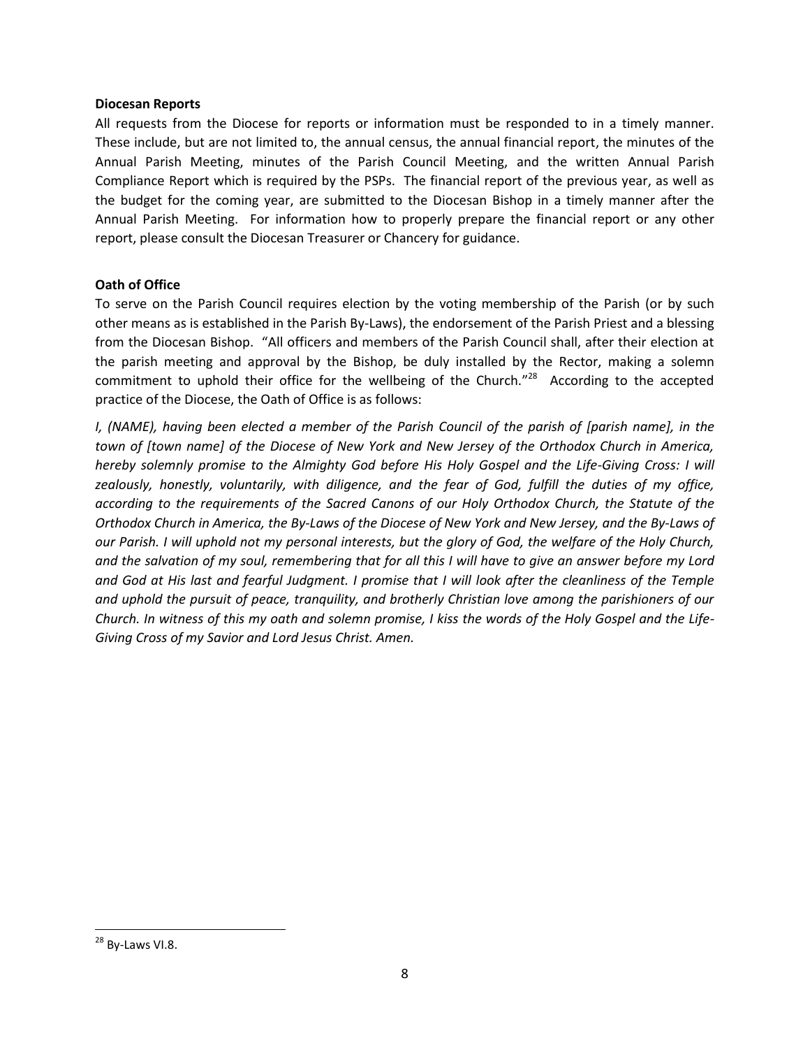**Diocesan Reports**

All requests from the Diocese for reports or information must be responded to in a timely manner. These include, but are not limited to, the annual census, the annual financial report, the minutes of the Annual Parish Meeting, minutes of the Parish Council Meeting, and the written Annual Parish Compliance Report which is required by the PSPs. The financial report of the previous year, as well as the budget for the coming year, are submitted to the Diocesan Bishop in a timely manner after the Annual Parish Meeting. For information how to properly prepare the financial report or any other report, please consult the Diocesan Treasurer or Chancery for guidance.

**Oath of Office**

To serve on the Parish Council requires election by the voting membership of the Parish (or by such other means as is established in the Parish By-Laws), the endorsement of the Parish Priest and a blessing from the Diocesan Bishop. "All officers and members of the Parish Council shall, after their election at the parish meeting and approval by the Bishop, be duly installed by the Rector, making a solemn commitment to uphold their office for the wellbeing of the Church."[28] According to the accepted practice of the Diocese, the Oath of Office is as follows:

*I, (NAME), having been elected a member of the Parish Council of the parish of [parish name], in the town of [town name] of the Diocese of New York and New Jersey of the Orthodox Church in America, hereby solemnly promise to the Almighty God before His Holy Gospel and the Life-Giving Cross: I will zealously, honestly, voluntarily, with diligence, and the fear of God, fulfill the duties of my office, according to the requirements of the Sacred Canons of our Holy Orthodox Church, the Statute of the Orthodox Church in America, the By-Laws of the Diocese of New York and New Jersey, and the By-Laws of our Parish. I will uphold not my personal interests, but the glory of God, the welfare of the Holy Church, and the salvation of my soul, remembering that for all this I will have to give an answer before my Lord and God at His last and fearful Judgment. I promise that I will look after the cleanliness of the Temple and uphold the pursuit of peace, tranquility, and brotherly Christian love among the parishioners of our Church. In witness of this my oath and solemn promise, I kiss the words of the Holy Gospel and the Life-Giving Cross of my Savior and Lord Jesus Christ. Amen.*

[28] By-Laws VI.8.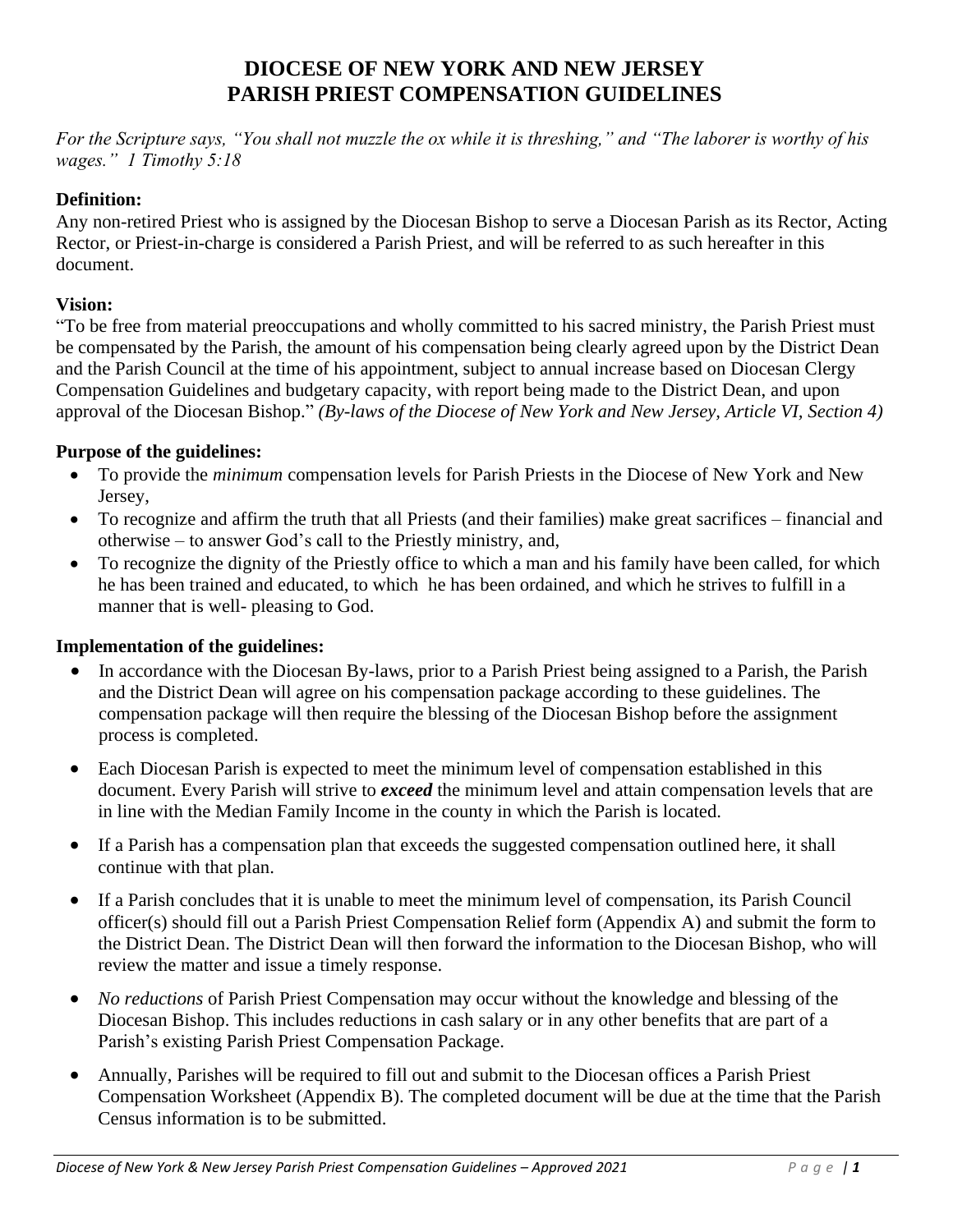# DIOCESE OF NEW YORK AND NEW JERSEY
# PARISH PRIEST COMPENSATION GUIDELINES

*For the Scripture says, "You shall not muzzle the ox while it is threshing," and "The laborer is worthy of his wages." 1 Timothy 5:18*

**Definition:**
Any non-retired Priest who is assigned by the Diocesan Bishop to serve a Diocesan Parish as its Rector, Acting Rector, or Priest-in-charge is considered a Parish Priest, and will be referred to as such hereafter in this document.

**Vision:**
"To be free from material preoccupations and wholly committed to his sacred ministry, the Parish Priest must be compensated by the Parish, the amount of his compensation being clearly agreed upon by the District Dean and the Parish Council at the time of his appointment, subject to annual increase based on Diocesan Clergy Compensation Guidelines and budgetary capacity, with report being made to the District Dean, and upon approval of the Diocesan Bishop." *(By-laws of the Diocese of New York and New Jersey, Article VI, Section 4)*

**Purpose of the guidelines:**

- To provide the *minimum* compensation levels for Parish Priests in the Diocese of New York and New Jersey,
- To recognize and affirm the truth that all Priests (and their families) make great sacrifices – financial and otherwise – to answer God's call to the Priestly ministry, and,
- To recognize the dignity of the Priestly office to which a man and his family have been called, for which he has been trained and educated, to which he has been ordained, and which he strives to fulfill in a manner that is well- pleasing to God.

**Implementation of the guidelines:**

- In accordance with the Diocesan By-laws, prior to a Parish Priest being assigned to a Parish, the Parish and the District Dean will agree on his compensation package according to these guidelines. The compensation package will then require the blessing of the Diocesan Bishop before the assignment process is completed.
- Each Diocesan Parish is expected to meet the minimum level of compensation established in this document. Every Parish will strive to ***exceed*** the minimum level and attain compensation levels that are in line with the Median Family Income in the county in which the Parish is located.
- If a Parish has a compensation plan that exceeds the suggested compensation outlined here, it shall continue with that plan.
- If a Parish concludes that it is unable to meet the minimum level of compensation, its Parish Council officer(s) should fill out a Parish Priest Compensation Relief form (Appendix A) and submit the form to the District Dean. The District Dean will then forward the information to the Diocesan Bishop, who will review the matter and issue a timely response.
- *No reductions* of Parish Priest Compensation may occur without the knowledge and blessing of the Diocesan Bishop. This includes reductions in cash salary or in any other benefits that are part of a Parish's existing Parish Priest Compensation Package.
- Annually, Parishes will be required to fill out and submit to the Diocesan offices a Parish Priest Compensation Worksheet (Appendix B). The completed document will be due at the time that the Parish Census information is to be submitted.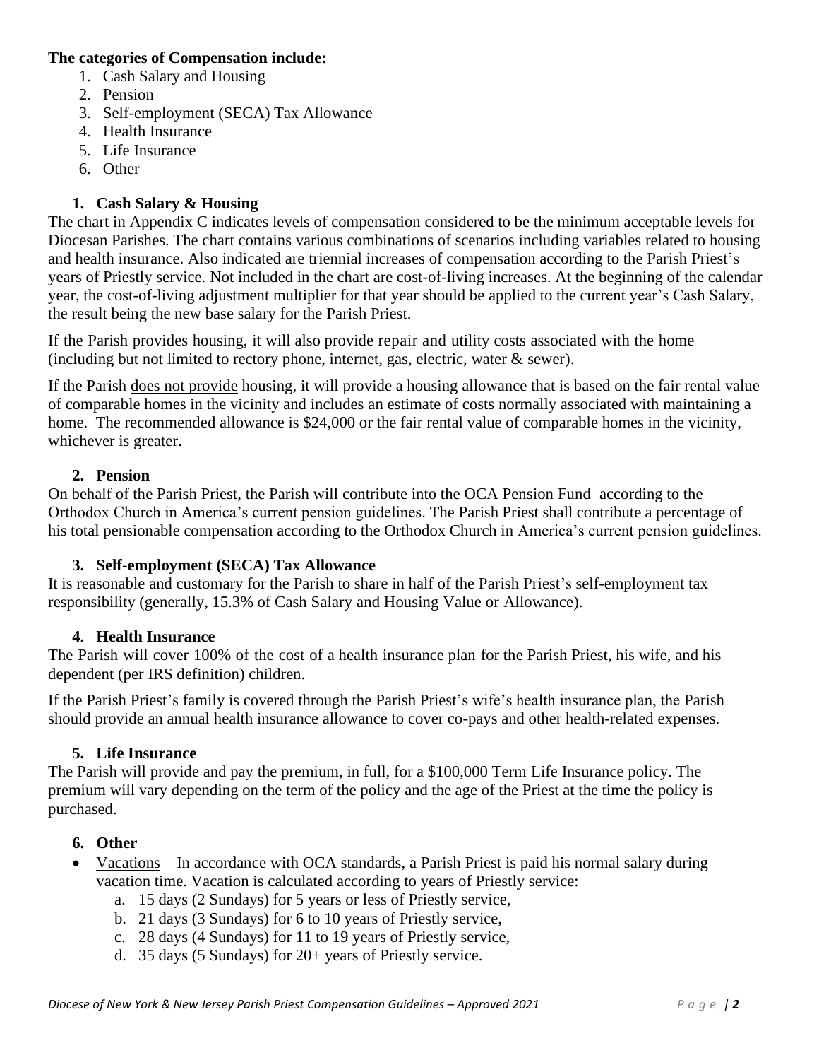**The categories of Compensation include:**

1. Cash Salary and Housing
2. Pension
3. Self-employment (SECA) Tax Allowance
4. Health Insurance
5. Life Insurance
6. Other

### 1. Cash Salary & Housing

The chart in Appendix C indicates levels of compensation considered to be the minimum acceptable levels for Diocesan Parishes. The chart contains various combinations of scenarios including variables related to housing and health insurance. Also indicated are triennial increases of compensation according to the Parish Priest's years of Priestly service. Not included in the chart are cost-of-living increases. At the beginning of the calendar year, the cost-of-living adjustment multiplier for that year should be applied to the current year's Cash Salary, the result being the new base salary for the Parish Priest.

If the Parish provides housing, it will also provide repair and utility costs associated with the home (including but not limited to rectory phone, internet, gas, electric, water & sewer).

If the Parish does not provide housing, it will provide a housing allowance that is based on the fair rental value of comparable homes in the vicinity and includes an estimate of costs normally associated with maintaining a home. The recommended allowance is $24,000 or the fair rental value of comparable homes in the vicinity, whichever is greater.

### 2. Pension

On behalf of the Parish Priest, the Parish will contribute into the OCA Pension Fund according to the Orthodox Church in America's current pension guidelines. The Parish Priest shall contribute a percentage of his total pensionable compensation according to the Orthodox Church in America's current pension guidelines.

### 3. Self-employment (SECA) Tax Allowance

It is reasonable and customary for the Parish to share in half of the Parish Priest's self-employment tax responsibility (generally, 15.3% of Cash Salary and Housing Value or Allowance).

### 4. Health Insurance

The Parish will cover 100% of the cost of a health insurance plan for the Parish Priest, his wife, and his dependent (per IRS definition) children.

If the Parish Priest's family is covered through the Parish Priest's wife's health insurance plan, the Parish should provide an annual health insurance allowance to cover co-pays and other health-related expenses.

### 5. Life Insurance

The Parish will provide and pay the premium, in full, for a $100,000 Term Life Insurance policy. The premium will vary depending on the term of the policy and the age of the Priest at the time the policy is purchased.

### 6. Other

- Vacations – In accordance with OCA standards, a Parish Priest is paid his normal salary during vacation time. Vacation is calculated according to years of Priestly service:
  a. 15 days (2 Sundays) for 5 years or less of Priestly service,
  b. 21 days (3 Sundays) for 6 to 10 years of Priestly service,
  c. 28 days (4 Sundays) for 11 to 19 years of Priestly service,
  d. 35 days (5 Sundays) for 20+ years of Priestly service.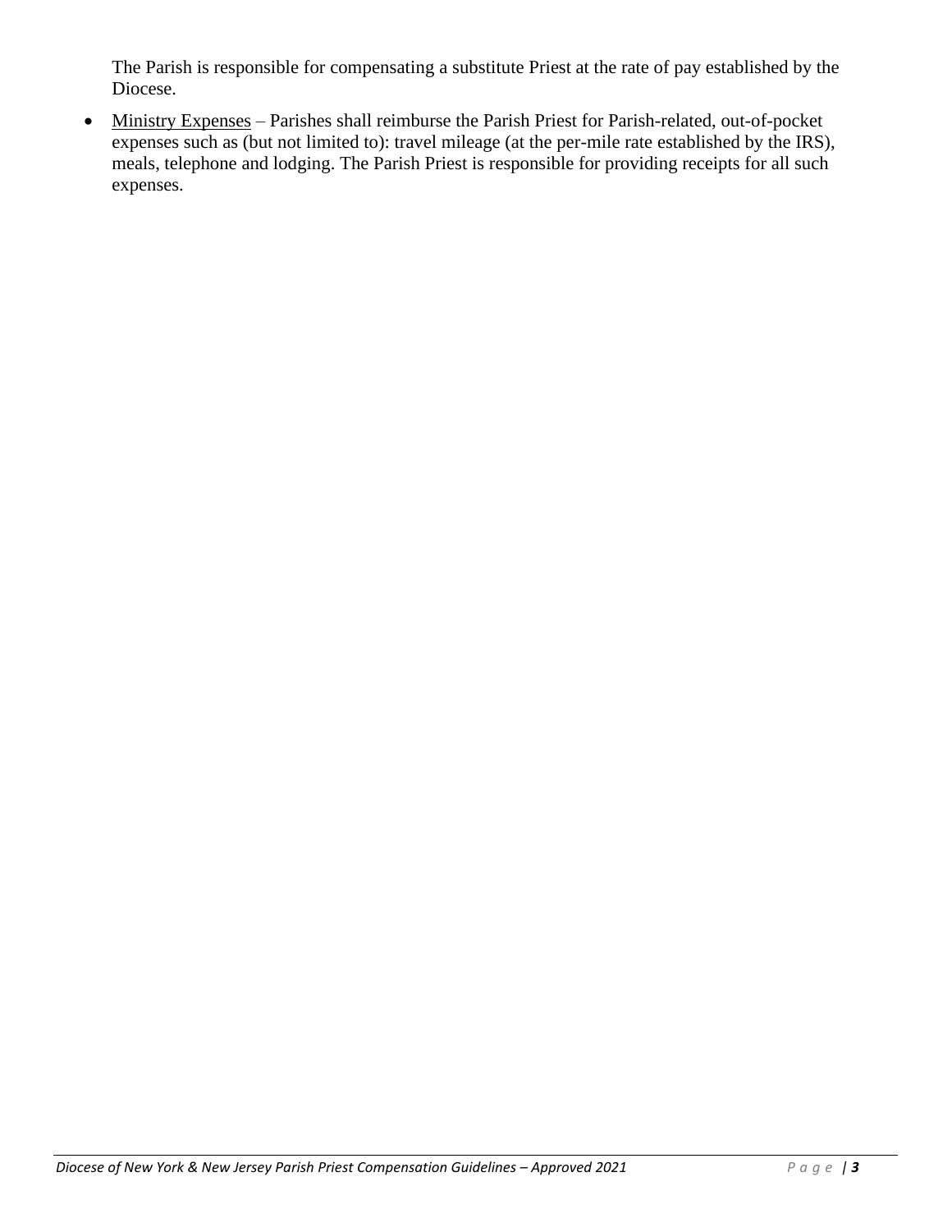The Parish is responsible for compensating a substitute Priest at the rate of pay established by the Diocese.

- Ministry Expenses – Parishes shall reimburse the Parish Priest for Parish-related, out-of-pocket expenses such as (but not limited to): travel mileage (at the per-mile rate established by the IRS), meals, telephone and lodging. The Parish Priest is responsible for providing receipts for all such expenses.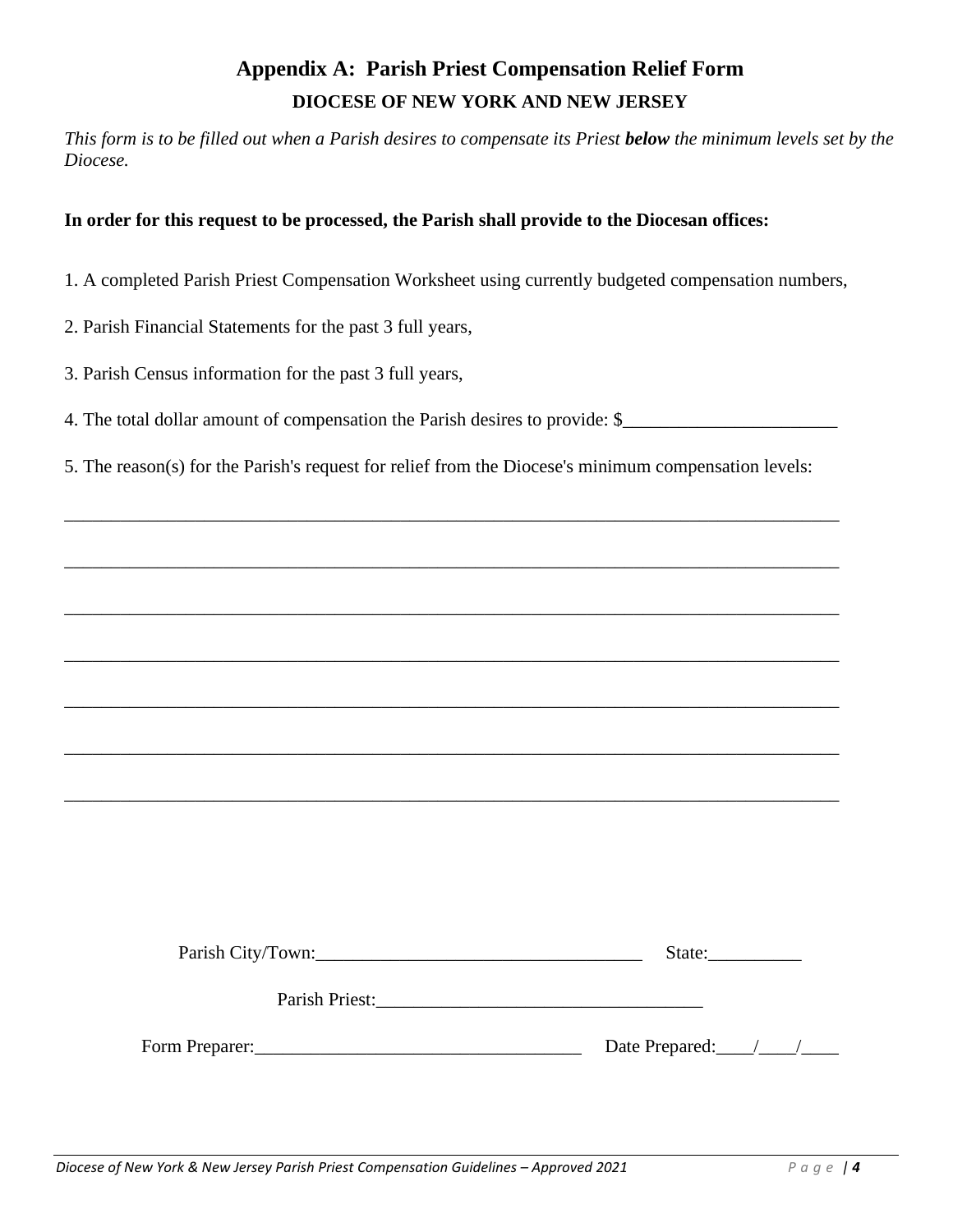# Appendix A: Parish Priest Compensation Relief Form

## DIOCESE OF NEW YORK AND NEW JERSEY

*This form is to be filled out when a Parish desires to compensate its Priest* ***below*** *the minimum levels set by the Diocese.*

**In order for this request to be processed, the Parish shall provide to the Diocesan offices:**

1. A completed Parish Priest Compensation Worksheet using currently budgeted compensation numbers,

2. Parish Financial Statements for the past 3 full years,

3. Parish Census information for the past 3 full years,

4. The total dollar amount of compensation the Parish desires to provide: $_______________________

5. The reason(s) for the Parish's request for relief from the Diocese's minimum compensation levels:

_____________________________________________________________________________________

_____________________________________________________________________________________

_____________________________________________________________________________________

_____________________________________________________________________________________

_____________________________________________________________________________________

_____________________________________________________________________________________

_____________________________________________________________________________________

Parish City/Town:___________________________________ State:__________

Parish Priest:___________________________________

Form Preparer:___________________________________ Date Prepared:____/____/____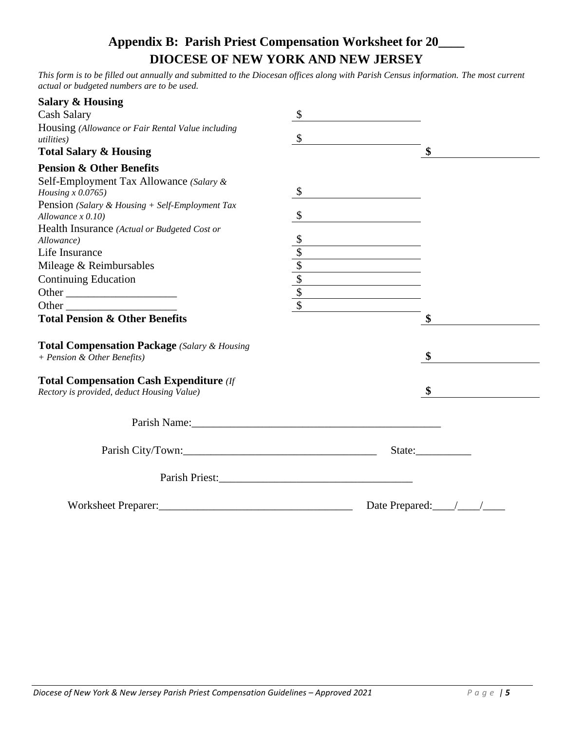# Appendix B: Parish Priest Compensation Worksheet for 20____

## DIOCESE OF NEW YORK AND NEW JERSEY

*This form is to be filled out annually and submitted to the Diocesan offices along with Parish Census information. The most current actual or budgeted numbers are to be used.*

| | | |
|---|---|---|
| **Salary & Housing** | | |
| Cash Salary | $ ____________ | |
| Housing *(Allowance or Fair Rental Value including utilities)* | $ ____________ | |
| **Total Salary & Housing** | | **$** ____________ |
| **Pension & Other Benefits** | | |
| Self-Employment Tax Allowance *(Salary & Housing x 0.0765)* | $ ____________ | |
| Pension *(Salary & Housing + Self-Employment Tax Allowance x 0.10)* | $ ____________ | |
| Health Insurance *(Actual or Budgeted Cost or Allowance)* | $ ____________ | |
| Life Insurance | $ ____________ | |
| Mileage & Reimbursables | $ ____________ | |
| Continuing Education | $ ____________ | |
| Other ____________________ | $ ____________ | |
| Other ____________________ | $ ____________ | |
| **Total Pension & Other Benefits** | | **$** ____________ |
| **Total Compensation Package** *(Salary & Housing + Pension & Other Benefits)* | | **$** ____________ |
| **Total Compensation Cash Expenditure** *(If Rectory is provided, deduct Housing Value)* | | **$** ____________ |

Parish Name:_____________________________________________

Parish City/Town:___________________________________ State:__________

Parish Priest:___________________________________

Worksheet Preparer:___________________________________ Date Prepared:____/____/____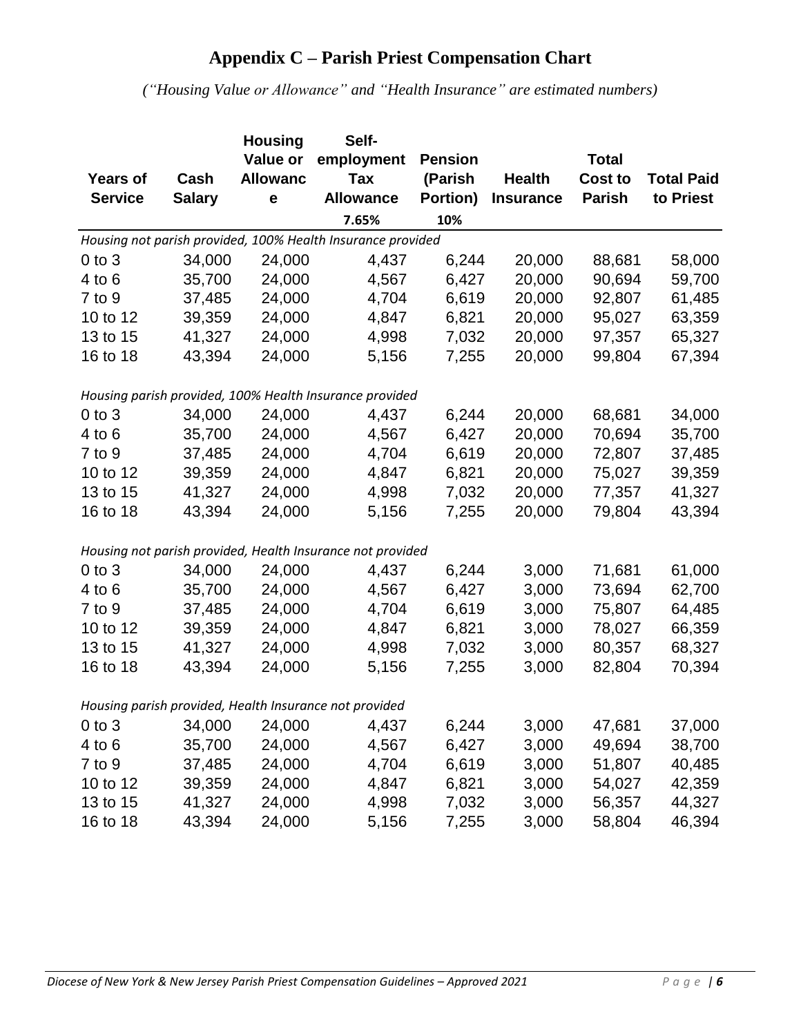# Appendix C – Parish Priest Compensation Chart

*("Housing Value or Allowance" and "Health Insurance" are estimated numbers)*

| Years of Service | Cash Salary | Housing Value or Allowance | Self-employment Tax Allowance | Pension (Parish Portion) | Health Insurance | Total Cost to Parish | Total Paid to Priest |
|---|---|---|---|---|---|---|---|
| | | | 7.65% | 10% | | | |
| *Housing not parish provided, 100% Health Insurance provided* | | | | | | | |
| 0 to 3 | 34,000 | 24,000 | 4,437 | 6,244 | 20,000 | 88,681 | 58,000 |
| 4 to 6 | 35,700 | 24,000 | 4,567 | 6,427 | 20,000 | 90,694 | 59,700 |
| 7 to 9 | 37,485 | 24,000 | 4,704 | 6,619 | 20,000 | 92,807 | 61,485 |
| 10 to 12 | 39,359 | 24,000 | 4,847 | 6,821 | 20,000 | 95,027 | 63,359 |
| 13 to 15 | 41,327 | 24,000 | 4,998 | 7,032 | 20,000 | 97,357 | 65,327 |
| 16 to 18 | 43,394 | 24,000 | 5,156 | 7,255 | 20,000 | 99,804 | 67,394 |
| *Housing parish provided, 100% Health Insurance provided* | | | | | | | |
| 0 to 3 | 34,000 | 24,000 | 4,437 | 6,244 | 20,000 | 68,681 | 34,000 |
| 4 to 6 | 35,700 | 24,000 | 4,567 | 6,427 | 20,000 | 70,694 | 35,700 |
| 7 to 9 | 37,485 | 24,000 | 4,704 | 6,619 | 20,000 | 72,807 | 37,485 |
| 10 to 12 | 39,359 | 24,000 | 4,847 | 6,821 | 20,000 | 75,027 | 39,359 |
| 13 to 15 | 41,327 | 24,000 | 4,998 | 7,032 | 20,000 | 77,357 | 41,327 |
| 16 to 18 | 43,394 | 24,000 | 5,156 | 7,255 | 20,000 | 79,804 | 43,394 |
| *Housing not parish provided, Health Insurance not provided* | | | | | | | |
| 0 to 3 | 34,000 | 24,000 | 4,437 | 6,244 | 3,000 | 71,681 | 61,000 |
| 4 to 6 | 35,700 | 24,000 | 4,567 | 6,427 | 3,000 | 73,694 | 62,700 |
| 7 to 9 | 37,485 | 24,000 | 4,704 | 6,619 | 3,000 | 75,807 | 64,485 |
| 10 to 12 | 39,359 | 24,000 | 4,847 | 6,821 | 3,000 | 78,027 | 66,359 |
| 13 to 15 | 41,327 | 24,000 | 4,998 | 7,032 | 3,000 | 80,357 | 68,327 |
| 16 to 18 | 43,394 | 24,000 | 5,156 | 7,255 | 3,000 | 82,804 | 70,394 |
| *Housing parish provided, Health Insurance not provided* | | | | | | | |
| 0 to 3 | 34,000 | 24,000 | 4,437 | 6,244 | 3,000 | 47,681 | 37,000 |
| 4 to 6 | 35,700 | 24,000 | 4,567 | 6,427 | 3,000 | 49,694 | 38,700 |
| 7 to 9 | 37,485 | 24,000 | 4,704 | 6,619 | 3,000 | 51,807 | 40,485 |
| 10 to 12 | 39,359 | 24,000 | 4,847 | 6,821 | 3,000 | 54,027 | 42,359 |
| 13 to 15 | 41,327 | 24,000 | 4,998 | 7,032 | 3,000 | 56,357 | 44,327 |
| 16 to 18 | 43,394 | 24,000 | 5,156 | 7,255 | 3,000 | 58,804 | 46,394 |